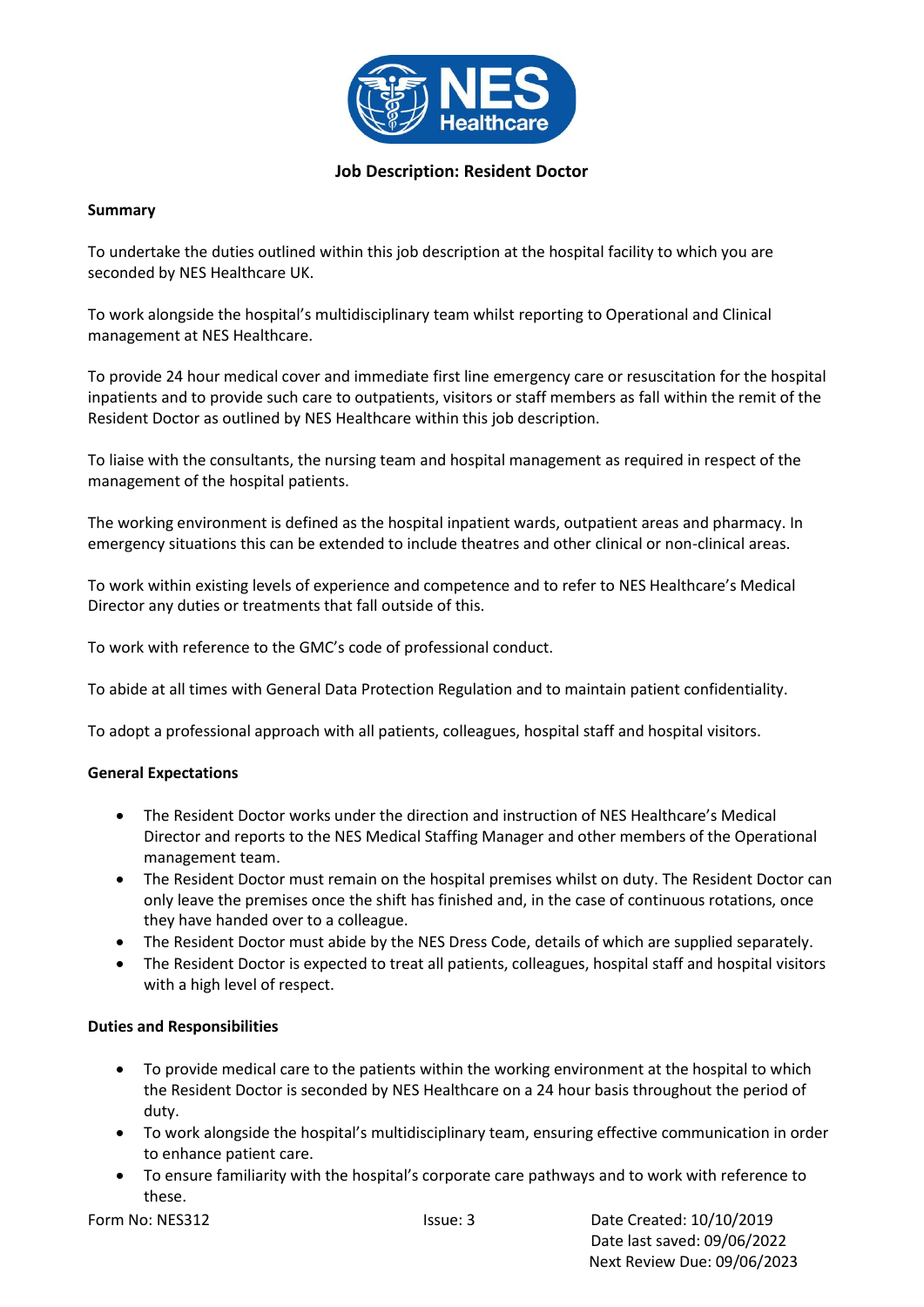# Job Description: Resident Doctor

**Summary**

To undertake the duties outlined within this job description at the hospital facility to which you are seconded by NES Healthcare UK.

To work alongside the hospital's multidisciplinary team whilst reporting to Operational and Clinical management at NES Healthcare.

To provide 24 hour medical cover and immediate first line emergency care or resuscitation for the hospital inpatients and to provide such care to outpatients, visitors or staff members as fall within the remit of the Resident Doctor as outlined by NES Healthcare within this job description.

To liaise with the consultants, the nursing team and hospital management as required in respect of the management of the hospital patients.

The working environment is defined as the hospital inpatient wards, outpatient areas and pharmacy. In emergency situations this can be extended to include theatres and other clinical or non-clinical areas.

To work within existing levels of experience and competence and to refer to NES Healthcare's Medical Director any duties or treatments that fall outside of this.

To work with reference to the GMC's code of professional conduct.

To abide at all times with General Data Protection Regulation and to maintain patient confidentiality.

To adopt a professional approach with all patients, colleagues, hospital staff and hospital visitors.

**General Expectations**

- The Resident Doctor works under the direction and instruction of NES Healthcare's Medical Director and reports to the NES Medical Staffing Manager and other members of the Operational management team.
- The Resident Doctor must remain on the hospital premises whilst on duty. The Resident Doctor can only leave the premises once the shift has finished and, in the case of continuous rotations, once they have handed over to a colleague.
- The Resident Doctor must abide by the NES Dress Code, details of which are supplied separately.
- The Resident Doctor is expected to treat all patients, colleagues, hospital staff and hospital visitors with a high level of respect.

**Duties and Responsibilities**

- To provide medical care to the patients within the working environment at the hospital to which the Resident Doctor is seconded by NES Healthcare on a 24 hour basis throughout the period of duty.
- To work alongside the hospital's multidisciplinary team, ensuring effective communication in order to enhance patient care.
- To ensure familiarity with the hospital's corporate care pathways and to work with reference to these.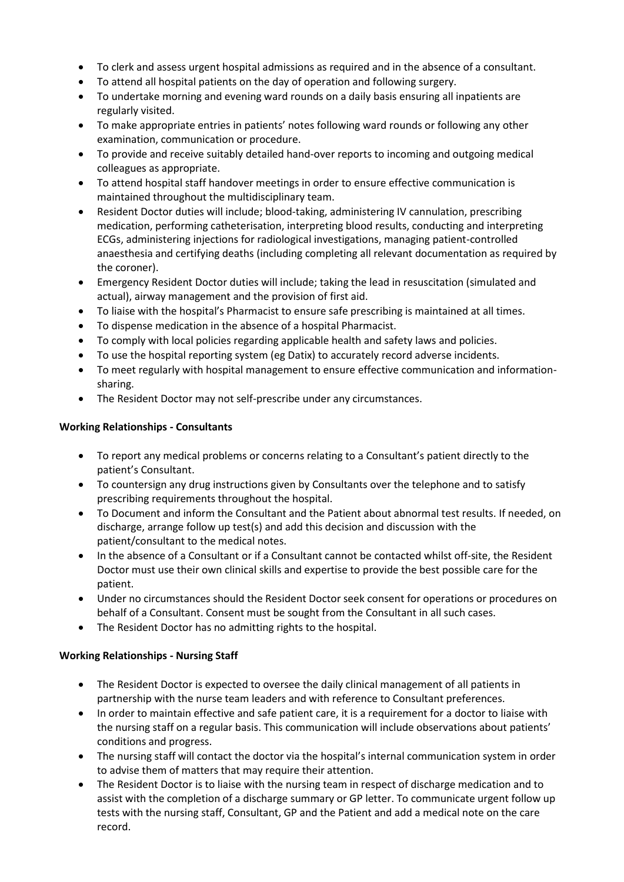- To clerk and assess urgent hospital admissions as required and in the absence of a consultant.
- To attend all hospital patients on the day of operation and following surgery.
- To undertake morning and evening ward rounds on a daily basis ensuring all inpatients are regularly visited.
- To make appropriate entries in patients' notes following ward rounds or following any other examination, communication or procedure.
- To provide and receive suitably detailed hand-over reports to incoming and outgoing medical colleagues as appropriate.
- To attend hospital staff handover meetings in order to ensure effective communication is maintained throughout the multidisciplinary team.
- Resident Doctor duties will include; blood-taking, administering IV cannulation, prescribing medication, performing catheterisation, interpreting blood results, conducting and interpreting ECGs, administering injections for radiological investigations, managing patient-controlled anaesthesia and certifying deaths (including completing all relevant documentation as required by the coroner).
- Emergency Resident Doctor duties will include; taking the lead in resuscitation (simulated and actual), airway management and the provision of first aid.
- To liaise with the hospital's Pharmacist to ensure safe prescribing is maintained at all times.
- To dispense medication in the absence of a hospital Pharmacist.
- To comply with local policies regarding applicable health and safety laws and policies.
- To use the hospital reporting system (eg Datix) to accurately record adverse incidents.
- To meet regularly with hospital management to ensure effective communication and information-sharing.
- The Resident Doctor may not self-prescribe under any circumstances.

**Working Relationships - Consultants**

- To report any medical problems or concerns relating to a Consultant's patient directly to the patient's Consultant.
- To countersign any drug instructions given by Consultants over the telephone and to satisfy prescribing requirements throughout the hospital.
- To Document and inform the Consultant and the Patient about abnormal test results. If needed, on discharge, arrange follow up test(s) and add this decision and discussion with the patient/consultant to the medical notes.
- In the absence of a Consultant or if a Consultant cannot be contacted whilst off-site, the Resident Doctor must use their own clinical skills and expertise to provide the best possible care for the patient.
- Under no circumstances should the Resident Doctor seek consent for operations or procedures on behalf of a Consultant. Consent must be sought from the Consultant in all such cases.
- The Resident Doctor has no admitting rights to the hospital.

**Working Relationships - Nursing Staff**

- The Resident Doctor is expected to oversee the daily clinical management of all patients in partnership with the nurse team leaders and with reference to Consultant preferences.
- In order to maintain effective and safe patient care, it is a requirement for a doctor to liaise with the nursing staff on a regular basis. This communication will include observations about patients' conditions and progress.
- The nursing staff will contact the doctor via the hospital's internal communication system in order to advise them of matters that may require their attention.
- The Resident Doctor is to liaise with the nursing team in respect of discharge medication and to assist with the completion of a discharge summary or GP letter. To communicate urgent follow up tests with the nursing staff, Consultant, GP and the Patient and add a medical note on the care record.